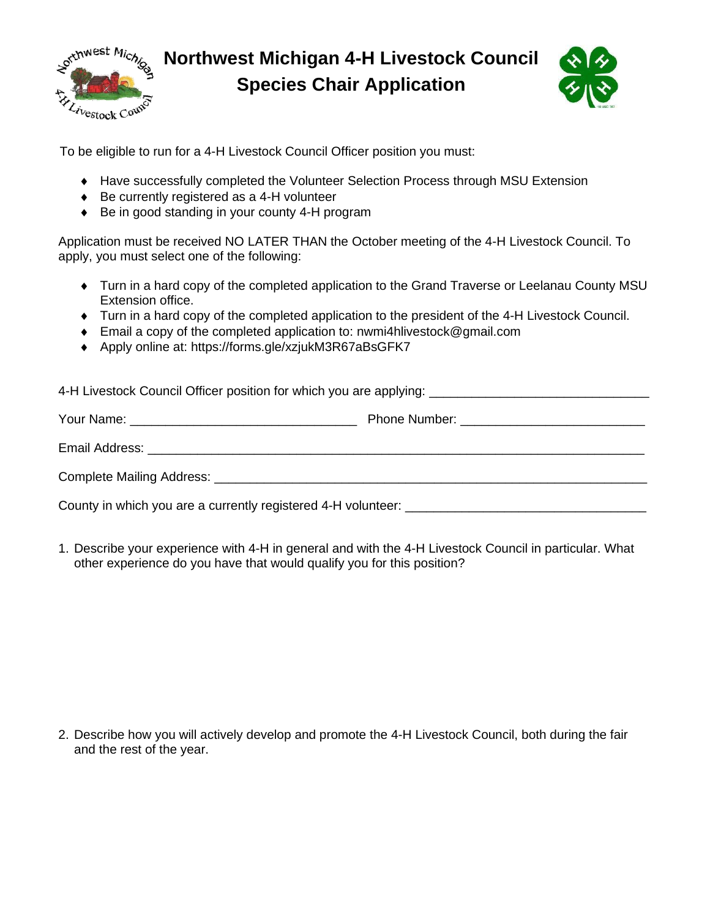# Northwest Michigan 4-H Livestock Council
## Species Chair Application

To be eligible to run for a 4-H Livestock Council Officer position you must:

- Have successfully completed the Volunteer Selection Process through MSU Extension
- Be currently registered as a 4-H volunteer
- Be in good standing in your county 4-H program

Application must be received NO LATER THAN the October meeting of the 4-H Livestock Council. To apply, you must select one of the following:

- Turn in a hard copy of the completed application to the Grand Traverse or Leelanau County MSU Extension office.
- Turn in a hard copy of the completed application to the president of the 4-H Livestock Council.
- Email a copy of the completed application to: nwmi4hlivestock@gmail.com
- Apply online at: https://forms.gle/xzjukM3R67aBsGFK7

4-H Livestock Council Officer position for which you are applying: ______________________________

Your Name: ______________________________ Phone Number: ________________________

Email Address: ______________________________________________________________________

Complete Mailing Address: _____________________________________________________________

County in which you are a currently registered 4-H volunteer: ______________________________

1. Describe your experience with 4-H in general and with the 4-H Livestock Council in particular. What other experience do you have that would qualify you for this position?

2. Describe how you will actively develop and promote the 4-H Livestock Council, both during the fair and the rest of the year.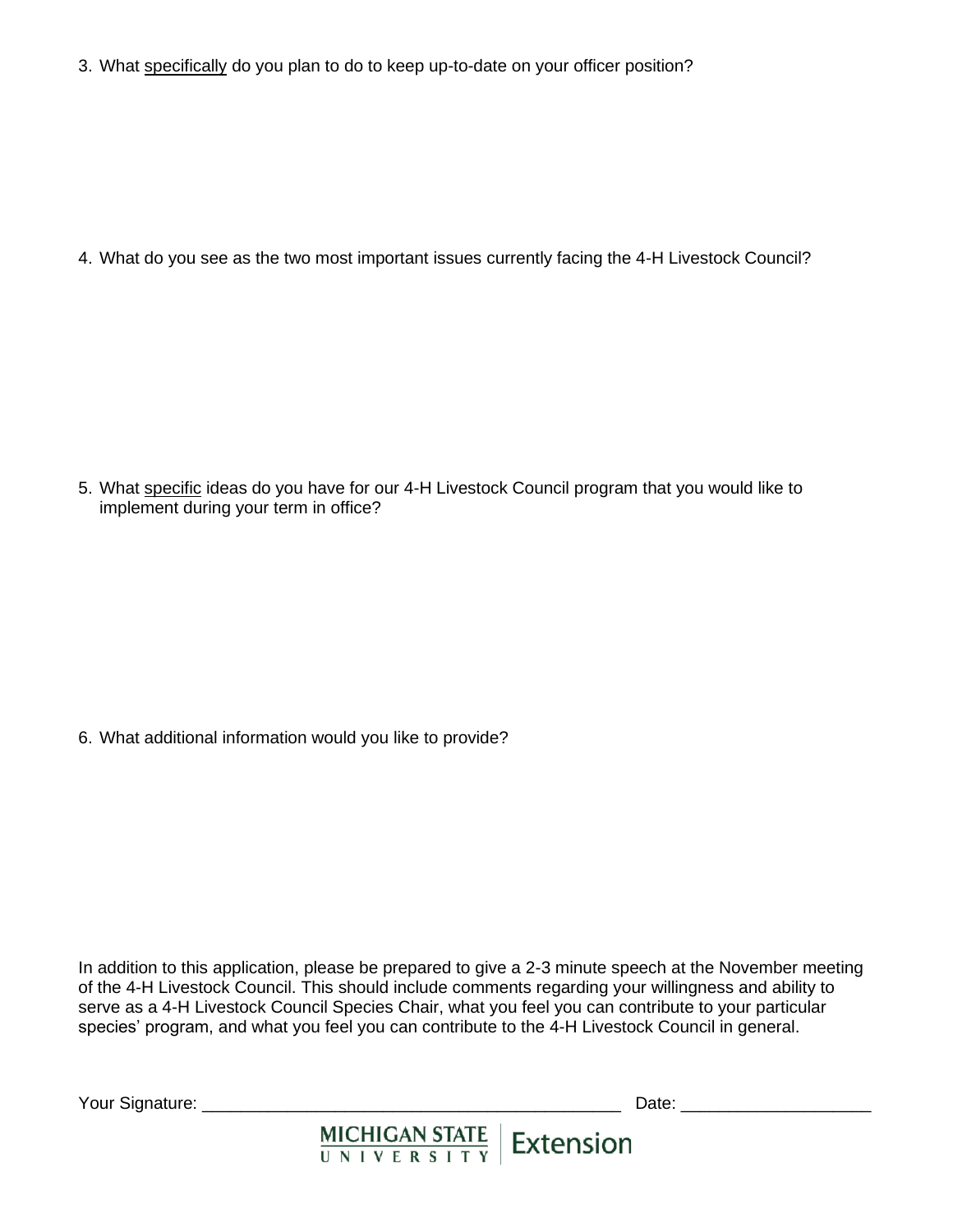3. What <u>specifically</u> do you plan to do to keep up-to-date on your officer position?

4. What do you see as the two most important issues currently facing the 4-H Livestock Council?

5. What <u>specific</u> ideas do you have for our 4-H Livestock Council program that you would like to implement during your term in office?

6. What additional information would you like to provide?

In addition to this application, please be prepared to give a 2-3 minute speech at the November meeting of the 4-H Livestock Council. This should include comments regarding your willingness and ability to serve as a 4-H Livestock Council Species Chair, what you feel you can contribute to your particular species' program, and what you feel you can contribute to the 4-H Livestock Council in general.

Your Signature: ____________________________________________ Date: ___________________

MICHIGAN STATE UNIVERSITY | Extension